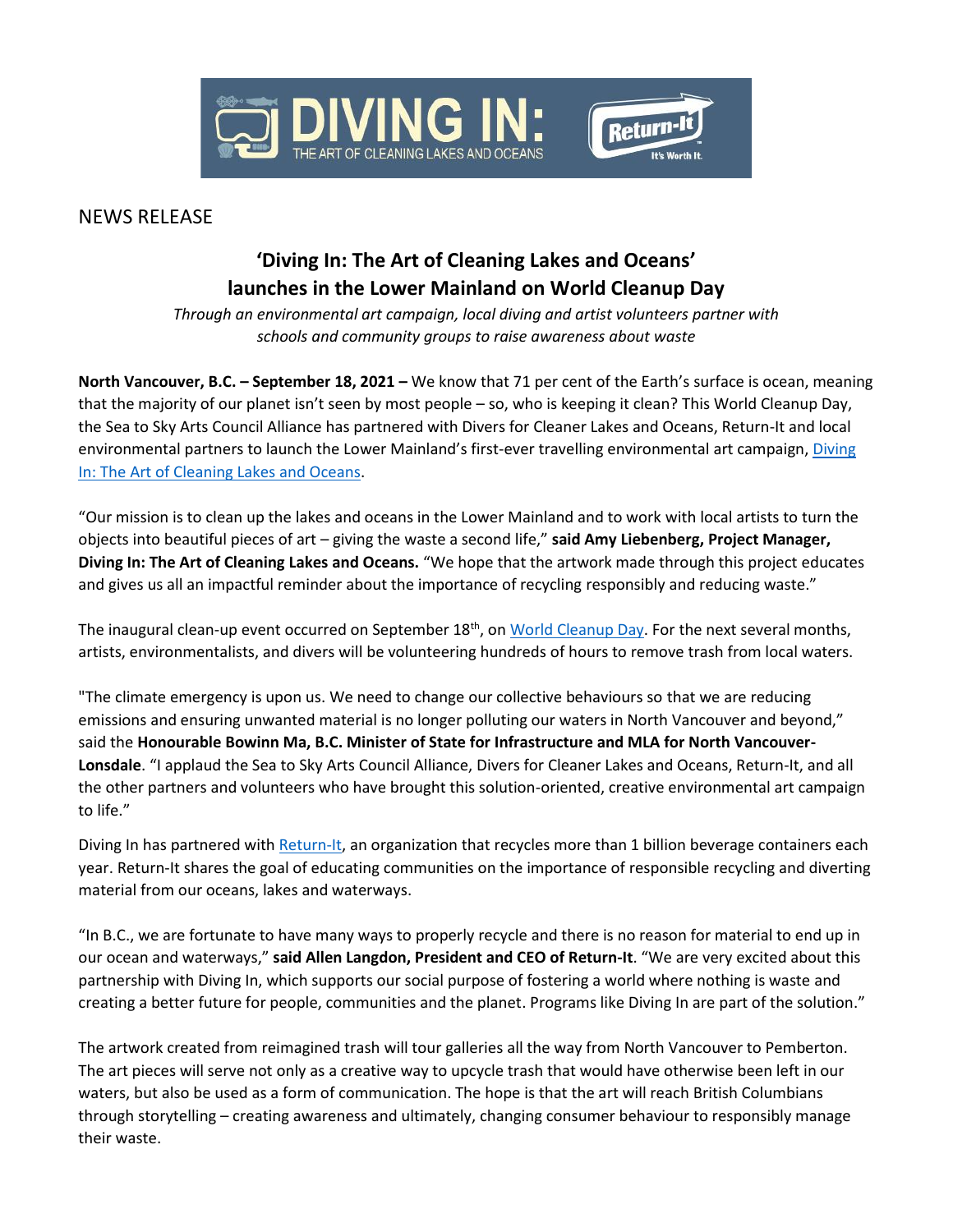NEWS RELEASE

# 'Diving In: The Art of Cleaning Lakes and Oceans' launches in the Lower Mainland on World Cleanup Day

*Through an environmental art campaign, local diving and artist volunteers partner with schools and community groups to raise awareness about waste*

**North Vancouver, B.C. – September 18, 2021 –** We know that 71 per cent of the Earth's surface is ocean, meaning that the majority of our planet isn't seen by most people – so, who is keeping it clean? This World Cleanup Day, the Sea to Sky Arts Council Alliance has partnered with Divers for Cleaner Lakes and Oceans, Return-It and local environmental partners to launch the Lower Mainland's first-ever travelling environmental art campaign, Diving In: The Art of Cleaning Lakes and Oceans.

"Our mission is to clean up the lakes and oceans in the Lower Mainland and to work with local artists to turn the objects into beautiful pieces of art – giving the waste a second life," **said Amy Liebenberg, Project Manager, Diving In: The Art of Cleaning Lakes and Oceans.** "We hope that the artwork made through this project educates and gives us all an impactful reminder about the importance of recycling responsibly and reducing waste."

The inaugural clean-up event occurred on September 18th, on World Cleanup Day. For the next several months, artists, environmentalists, and divers will be volunteering hundreds of hours to remove trash from local waters.

"The climate emergency is upon us. We need to change our collective behaviours so that we are reducing emissions and ensuring unwanted material is no longer polluting our waters in North Vancouver and beyond," said the **Honourable Bowinn Ma, B.C. Minister of State for Infrastructure and MLA for North Vancouver-Lonsdale**. "I applaud the Sea to Sky Arts Council Alliance, Divers for Cleaner Lakes and Oceans, Return-It, and all the other partners and volunteers who have brought this solution-oriented, creative environmental art campaign to life."

Diving In has partnered with Return-It, an organization that recycles more than 1 billion beverage containers each year. Return-It shares the goal of educating communities on the importance of responsible recycling and diverting material from our oceans, lakes and waterways.

"In B.C., we are fortunate to have many ways to properly recycle and there is no reason for material to end up in our ocean and waterways," **said Allen Langdon, President and CEO of Return-It**. "We are very excited about this partnership with Diving In, which supports our social purpose of fostering a world where nothing is waste and creating a better future for people, communities and the planet. Programs like Diving In are part of the solution."

The artwork created from reimagined trash will tour galleries all the way from North Vancouver to Pemberton. The art pieces will serve not only as a creative way to upcycle trash that would have otherwise been left in our waters, but also be used as a form of communication. The hope is that the art will reach British Columbians through storytelling – creating awareness and ultimately, changing consumer behaviour to responsibly manage their waste.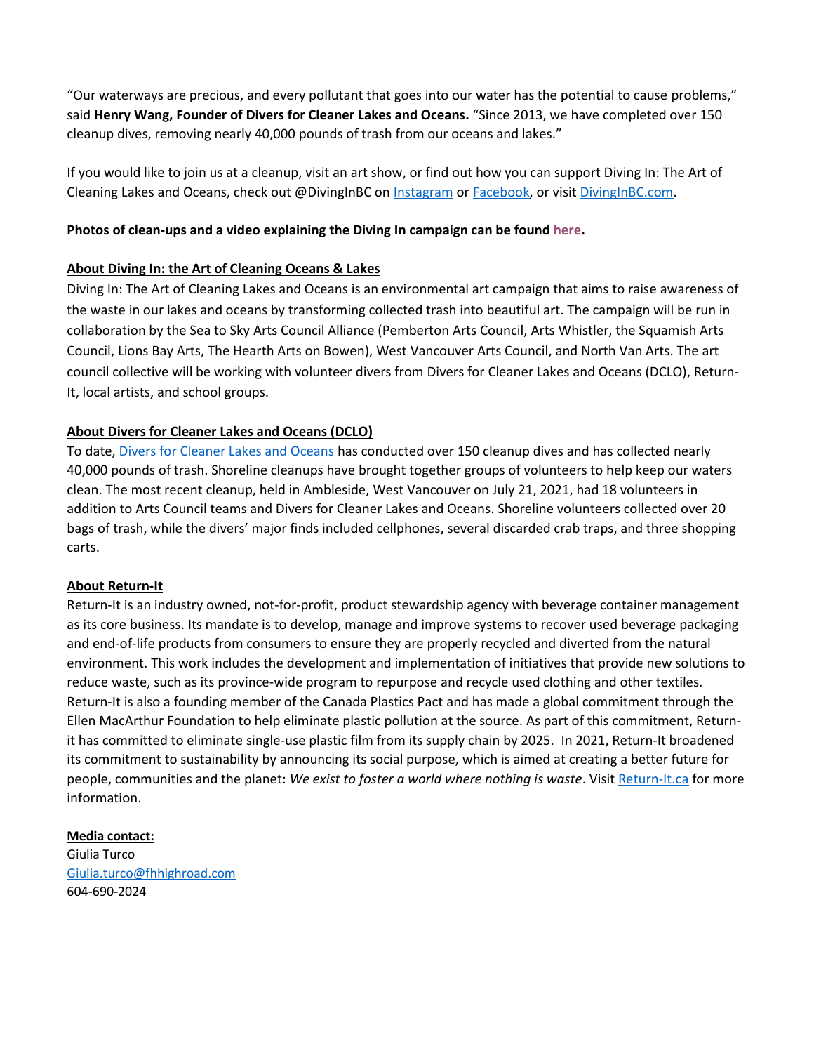"Our waterways are precious, and every pollutant that goes into our water has the potential to cause problems," said **Henry Wang, Founder of Divers for Cleaner Lakes and Oceans.** "Since 2013, we have completed over 150 cleanup dives, removing nearly 40,000 pounds of trash from our oceans and lakes."

If you would like to join us at a cleanup, visit an art show, or find out how you can support Diving In: The Art of Cleaning Lakes and Oceans, check out @DivingInBC on Instagram or Facebook, or visit DivingInBC.com.

**Photos of clean-ups and a video explaining the Diving In campaign can be found here.**

**About Diving In: the Art of Cleaning Oceans & Lakes**

Diving In: The Art of Cleaning Lakes and Oceans is an environmental art campaign that aims to raise awareness of the waste in our lakes and oceans by transforming collected trash into beautiful art. The campaign will be run in collaboration by the Sea to Sky Arts Council Alliance (Pemberton Arts Council, Arts Whistler, the Squamish Arts Council, Lions Bay Arts, The Hearth Arts on Bowen), West Vancouver Arts Council, and North Van Arts. The art council collective will be working with volunteer divers from Divers for Cleaner Lakes and Oceans (DCLO), Return-It, local artists, and school groups.

**About Divers for Cleaner Lakes and Oceans (DCLO)**

To date, Divers for Cleaner Lakes and Oceans has conducted over 150 cleanup dives and has collected nearly 40,000 pounds of trash. Shoreline cleanups have brought together groups of volunteers to help keep our waters clean. The most recent cleanup, held in Ambleside, West Vancouver on July 21, 2021, had 18 volunteers in addition to Arts Council teams and Divers for Cleaner Lakes and Oceans. Shoreline volunteers collected over 20 bags of trash, while the divers' major finds included cellphones, several discarded crab traps, and three shopping carts.

**About Return-It**

Return-It is an industry owned, not-for-profit, product stewardship agency with beverage container management as its core business. Its mandate is to develop, manage and improve systems to recover used beverage packaging and end-of-life products from consumers to ensure they are properly recycled and diverted from the natural environment. This work includes the development and implementation of initiatives that provide new solutions to reduce waste, such as its province-wide program to repurpose and recycle used clothing and other textiles. Return-It is also a founding member of the Canada Plastics Pact and has made a global commitment through the Ellen MacArthur Foundation to help eliminate plastic pollution at the source. As part of this commitment, Return-it has committed to eliminate single-use plastic film from its supply chain by 2025. In 2021, Return-It broadened its commitment to sustainability by announcing its social purpose, which is aimed at creating a better future for people, communities and the planet: *We exist to foster a world where nothing is waste*. Visit Return-It.ca for more information.

**Media contact:**

Giulia Turco
Giulia.turco@fhhighroad.com
604-690-2024